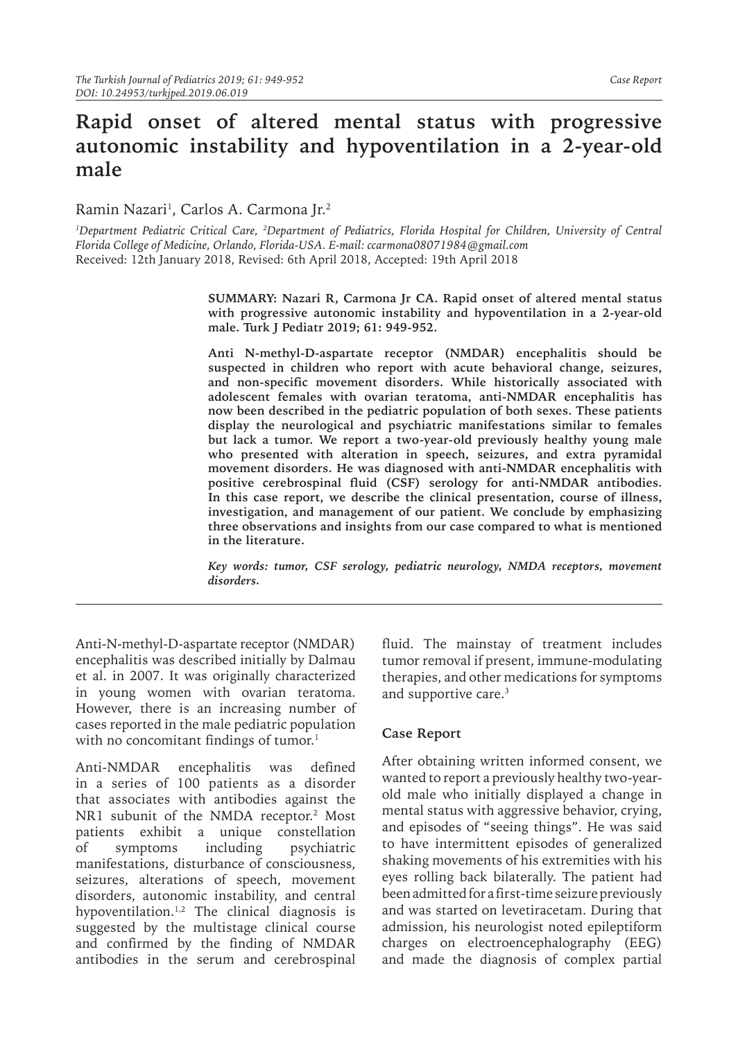# Rapid onset of altered mental status with progressive autonomic instability and hypoventilation in a 2-year-old male

Ramin Nazari[1], Carlos A. Carmona Jr.[2]

[1]*Department Pediatric Critical Care,* [2]*Department of Pediatrics, Florida Hospital for Children, University of Central Florida College of Medicine, Orlando, Florida-USA. E-mail: ccarmona08071984@gmail.com*
Received: 12th January 2018, Revised: 6th April 2018, Accepted: 19th April 2018

**SUMMARY: Nazari R, Carmona Jr CA. Rapid onset of altered mental status with progressive autonomic instability and hypoventilation in a 2-year-old male. Turk J Pediatr 2019; 61: 949-952.**

**Anti N-methyl-D-aspartate receptor (NMDAR) encephalitis should be suspected in children who report with acute behavioral change, seizures, and non-specific movement disorders. While historically associated with adolescent females with ovarian teratoma, anti-NMDAR encephalitis has now been described in the pediatric population of both sexes. These patients display the neurological and psychiatric manifestations similar to females but lack a tumor. We report a two-year-old previously healthy young male who presented with alteration in speech, seizures, and extra pyramidal movement disorders. He was diagnosed with anti-NMDAR encephalitis with positive cerebrospinal fluid (CSF) serology for anti-NMDAR antibodies. In this case report, we describe the clinical presentation, course of illness, investigation, and management of our patient. We conclude by emphasizing three observations and insights from our case compared to what is mentioned in the literature.**

***Key words: tumor, CSF serology, pediatric neurology, NMDA receptors, movement disorders.***

Anti-N-methyl-D-aspartate receptor (NMDAR) encephalitis was described initially by Dalmau et al. in 2007. It was originally characterized in young women with ovarian teratoma. However, there is an increasing number of cases reported in the male pediatric population with no concomitant findings of tumor.[1]

Anti-NMDAR encephalitis was defined in a series of 100 patients as a disorder that associates with antibodies against the NR1 subunit of the NMDA receptor.[2] Most patients exhibit a unique constellation of symptoms including psychiatric manifestations, disturbance of consciousness, seizures, alterations of speech, movement disorders, autonomic instability, and central hypoventilation.[1,2] The clinical diagnosis is suggested by the multistage clinical course and confirmed by the finding of NMDAR antibodies in the serum and cerebrospinal fluid. The mainstay of treatment includes tumor removal if present, immune-modulating therapies, and other medications for symptoms and supportive care.[3]

## Case Report

After obtaining written informed consent, we wanted to report a previously healthy two-year-old male who initially displayed a change in mental status with aggressive behavior, crying, and episodes of "seeing things". He was said to have intermittent episodes of generalized shaking movements of his extremities with his eyes rolling back bilaterally. The patient had been admitted for a first-time seizure previously and was started on levetiracetam. During that admission, his neurologist noted epileptiform charges on electroencephalography (EEG) and made the diagnosis of complex partial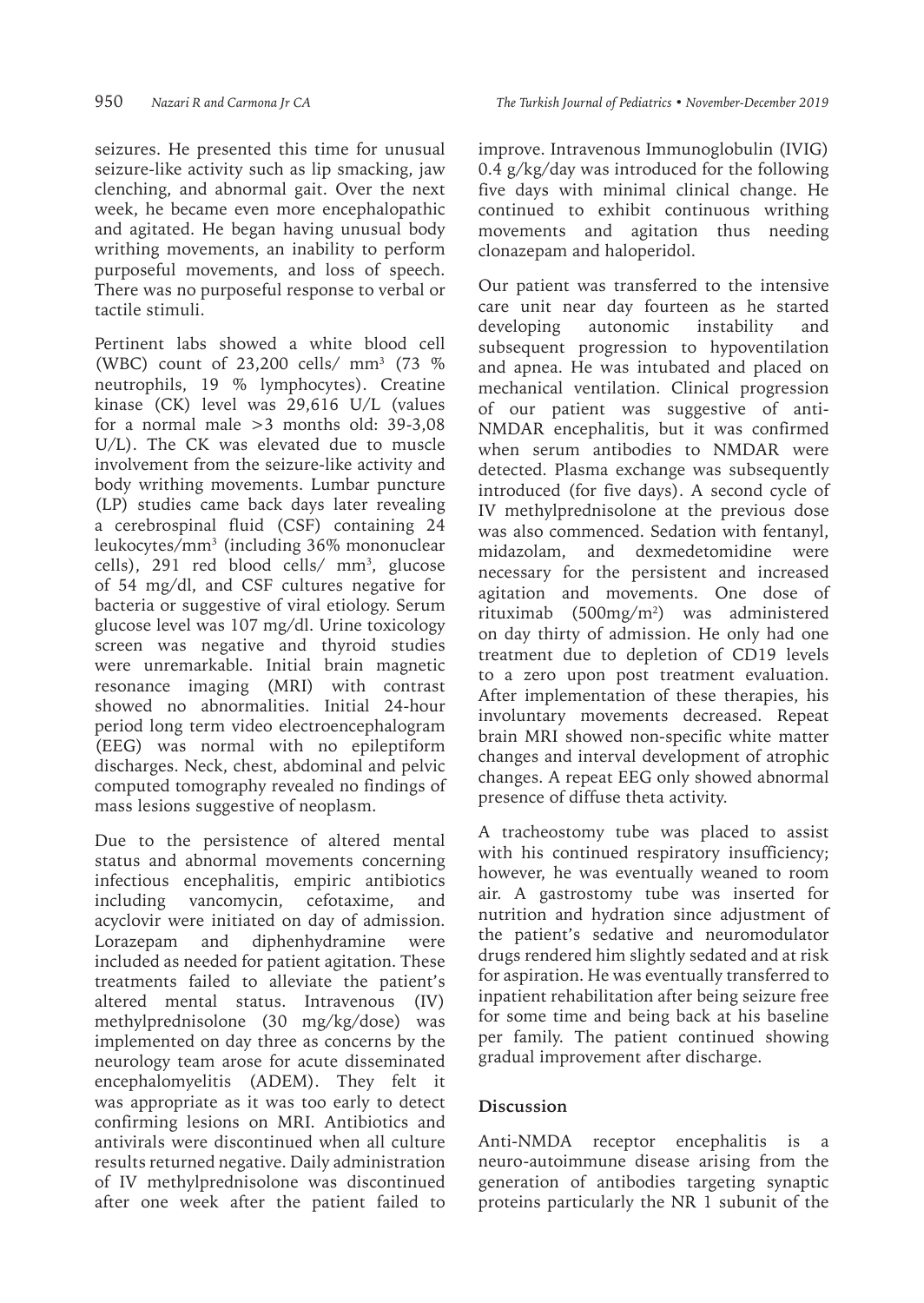seizures. He presented this time for unusual seizure-like activity such as lip smacking, jaw clenching, and abnormal gait. Over the next week, he became even more encephalopathic and agitated. He began having unusual body writhing movements, an inability to perform purposeful movements, and loss of speech. There was no purposeful response to verbal or tactile stimuli.

Pertinent labs showed a white blood cell (WBC) count of 23,200 cells/ $mm^3$ (73 % neutrophils, 19 % lymphocytes). Creatine kinase (CK) level was 29,616 U/L (values for a normal male >3 months old: 39-3,08 U/L). The CK was elevated due to muscle involvement from the seizure-like activity and body writhing movements. Lumbar puncture (LP) studies came back days later revealing a cerebrospinal fluid (CSF) containing 24 leukocytes/$mm^3$ (including 36% mononuclear cells), 291 red blood cells/ $mm^3$, glucose of 54 mg/dl, and CSF cultures negative for bacteria or suggestive of viral etiology. Serum glucose level was 107 mg/dl. Urine toxicology screen was negative and thyroid studies were unremarkable. Initial brain magnetic resonance imaging (MRI) with contrast showed no abnormalities. Initial 24-hour period long term video electroencephalogram (EEG) was normal with no epileptiform discharges. Neck, chest, abdominal and pelvic computed tomography revealed no findings of mass lesions suggestive of neoplasm.

Due to the persistence of altered mental status and abnormal movements concerning infectious encephalitis, empiric antibiotics including vancomycin, cefotaxime, and acyclovir were initiated on day of admission. Lorazepam and diphenhydramine were included as needed for patient agitation. These treatments failed to alleviate the patient's altered mental status. Intravenous (IV) methylprednisolone (30 mg/kg/dose) was implemented on day three as concerns by the neurology team arose for acute disseminated encephalomyelitis (ADEM). They felt it was appropriate as it was too early to detect confirming lesions on MRI. Antibiotics and antivirals were discontinued when all culture results returned negative. Daily administration of IV methylprednisolone was discontinued after one week after the patient failed to improve. Intravenous Immunoglobulin (IVIG) 0.4 g/kg/day was introduced for the following five days with minimal clinical change. He continued to exhibit continuous writhing movements and agitation thus needing clonazepam and haloperidol.

Our patient was transferred to the intensive care unit near day fourteen as he started developing autonomic instability and subsequent progression to hypoventilation and apnea. He was intubated and placed on mechanical ventilation. Clinical progression of our patient was suggestive of anti-NMDAR encephalitis, but it was confirmed when serum antibodies to NMDAR were detected. Plasma exchange was subsequently introduced (for five days). A second cycle of IV methylprednisolone at the previous dose was also commenced. Sedation with fentanyl, midazolam, and dexmedetomidine were necessary for the persistent and increased agitation and movements. One dose of rituximab (500mg/$m^2$) was administered on day thirty of admission. He only had one treatment due to depletion of CD19 levels to a zero upon post treatment evaluation. After implementation of these therapies, his involuntary movements decreased. Repeat brain MRI showed non-specific white matter changes and interval development of atrophic changes. A repeat EEG only showed abnormal presence of diffuse theta activity.

A tracheostomy tube was placed to assist with his continued respiratory insufficiency; however, he was eventually weaned to room air. A gastrostomy tube was inserted for nutrition and hydration since adjustment of the patient's sedative and neuromodulator drugs rendered him slightly sedated and at risk for aspiration. He was eventually transferred to inpatient rehabilitation after being seizure free for some time and being back at his baseline per family. The patient continued showing gradual improvement after discharge.

## Discussion

Anti-NMDA receptor encephalitis is a neuro-autoimmune disease arising from the generation of antibodies targeting synaptic proteins particularly the NR 1 subunit of the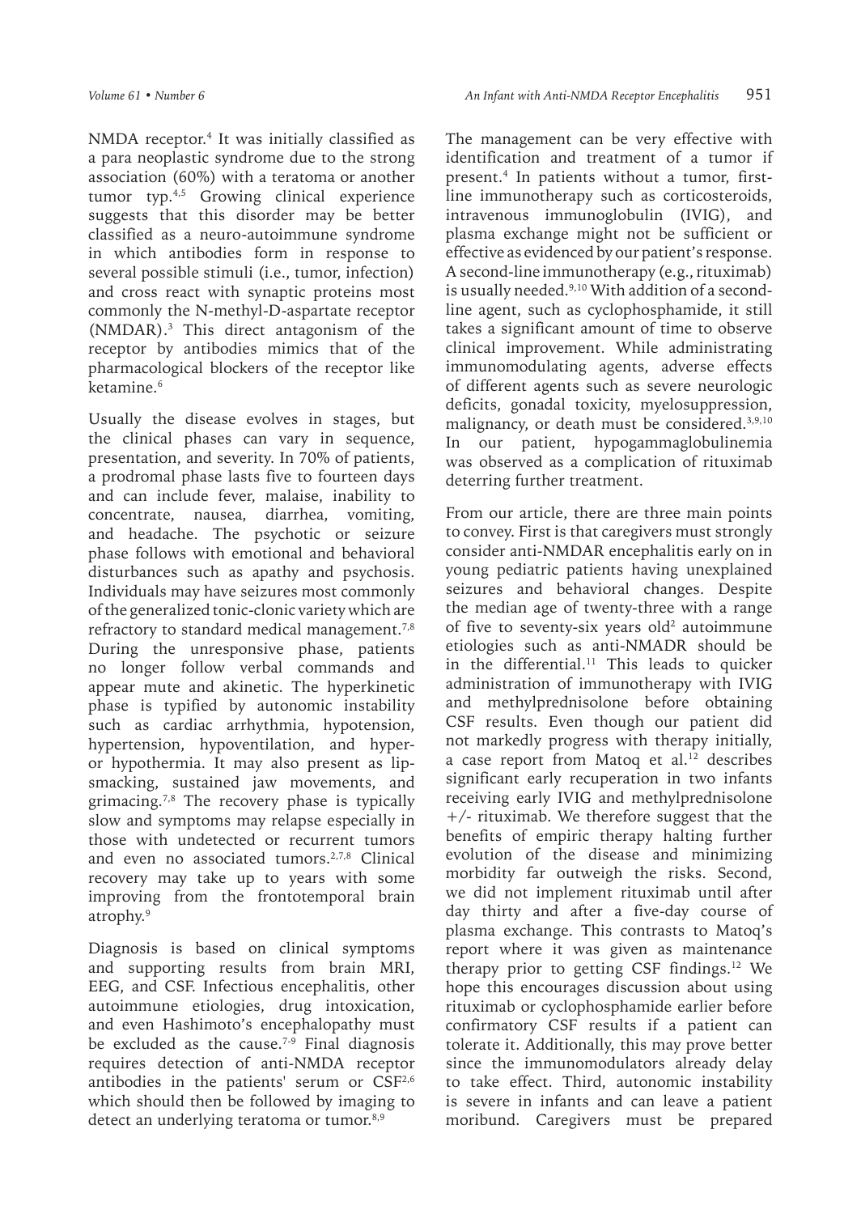NMDA receptor.[4] It was initially classified as a para neoplastic syndrome due to the strong association (60%) with a teratoma or another tumor typ.[4,5] Growing clinical experience suggests that this disorder may be better classified as a neuro-autoimmune syndrome in which antibodies form in response to several possible stimuli (i.e., tumor, infection) and cross react with synaptic proteins most commonly the N-methyl-D-aspartate receptor (NMDAR).[3] This direct antagonism of the receptor by antibodies mimics that of the pharmacological blockers of the receptor like ketamine.[6]

Usually the disease evolves in stages, but the clinical phases can vary in sequence, presentation, and severity. In 70% of patients, a prodromal phase lasts five to fourteen days and can include fever, malaise, inability to concentrate, nausea, diarrhea, vomiting, and headache. The psychotic or seizure phase follows with emotional and behavioral disturbances such as apathy and psychosis. Individuals may have seizures most commonly of the generalized tonic-clonic variety which are refractory to standard medical management.[7,8] During the unresponsive phase, patients no longer follow verbal commands and appear mute and akinetic. The hyperkinetic phase is typified by autonomic instability such as cardiac arrhythmia, hypotension, hypertension, hypoventilation, and hyper- or hypothermia. It may also present as lip-smacking, sustained jaw movements, and grimacing.[7,8] The recovery phase is typically slow and symptoms may relapse especially in those with undetected or recurrent tumors and even no associated tumors.[2,7,8] Clinical recovery may take up to years with some improving from the frontotemporal brain atrophy.[9]

Diagnosis is based on clinical symptoms and supporting results from brain MRI, EEG, and CSF. Infectious encephalitis, other autoimmune etiologies, drug intoxication, and even Hashimoto's encephalopathy must be excluded as the cause.[7-9] Final diagnosis requires detection of anti-NMDA receptor antibodies in the patients' serum or CSF[2,6] which should then be followed by imaging to detect an underlying teratoma or tumor.[8,9]

The management can be very effective with identification and treatment of a tumor if present.[4] In patients without a tumor, first-line immunotherapy such as corticosteroids, intravenous immunoglobulin (IVIG), and plasma exchange might not be sufficient or effective as evidenced by our patient's response. A second-line immunotherapy (e.g., rituximab) is usually needed.[9,10] With addition of a second-line agent, such as cyclophosphamide, it still takes a significant amount of time to observe clinical improvement. While administrating immunomodulating agents, adverse effects of different agents such as severe neurologic deficits, gonadal toxicity, myelosuppression, malignancy, or death must be considered.[3,9,10] In our patient, hypogammaglobulinemia was observed as a complication of rituximab deterring further treatment.

From our article, there are three main points to convey. First is that caregivers must strongly consider anti-NMDAR encephalitis early on in young pediatric patients having unexplained seizures and behavioral changes. Despite the median age of twenty-three with a range of five to seventy-six years old[2] autoimmune etiologies such as anti-NMADR should be in the differential.[11] This leads to quicker administration of immunotherapy with IVIG and methylprednisolone before obtaining CSF results. Even though our patient did not markedly progress with therapy initially, a case report from Matoq et al.[12] describes significant early recuperation in two infants receiving early IVIG and methylprednisolone +/- rituximab. We therefore suggest that the benefits of empiric therapy halting further evolution of the disease and minimizing morbidity far outweigh the risks. Second, we did not implement rituximab until after day thirty and after a five-day course of plasma exchange. This contrasts to Matoq's report where it was given as maintenance therapy prior to getting CSF findings.[12] We hope this encourages discussion about using rituximab or cyclophosphamide earlier before confirmatory CSF results if a patient can tolerate it. Additionally, this may prove better since the immunomodulators already delay to take effect. Third, autonomic instability is severe in infants and can leave a patient moribund. Caregivers must be prepared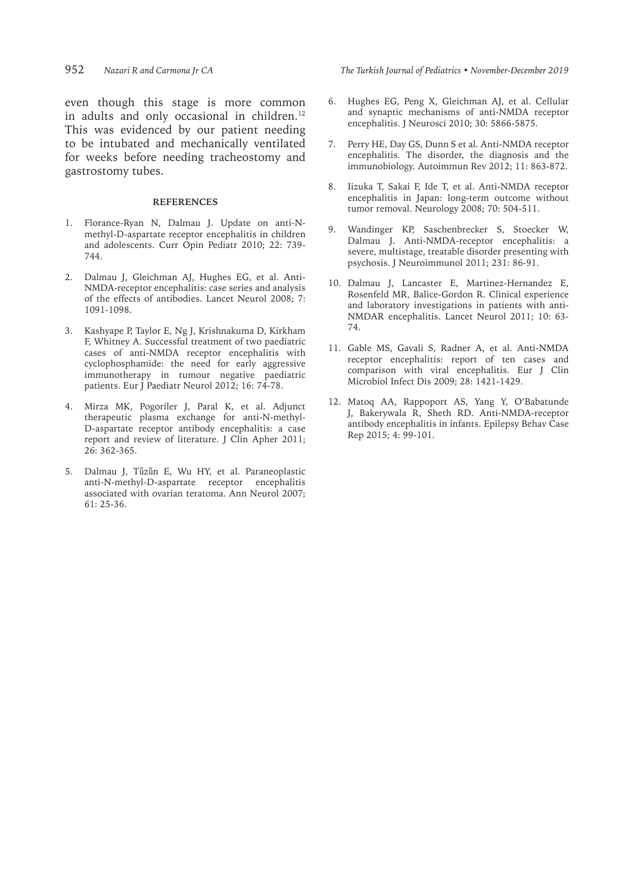even though this stage is more common in adults and only occasional in children.[12] This was evidenced by our patient needing to be intubated and mechanically ventilated for weeks before needing tracheostomy and gastrostomy tubes.

## REFERENCES

1. Florance-Ryan N, Dalmau J. Update on anti-N-methyl-D-aspartate receptor encephalitis in children and adolescents. Curr Opin Pediatr 2010; 22: 739-744.
2. Dalmau J, Gleichman AJ, Hughes EG, et al. Anti-NMDA-receptor encephalitis: case series and analysis of the effects of antibodies. Lancet Neurol 2008; 7: 1091-1098.
3. Kashyape P, Taylor E, Ng J, Krishnakuma D, Kirkham F, Whitney A. Successful treatment of two paediatric cases of anti-NMDA receptor encephalitis with cyclophosphamide: the need for early aggressive immunotherapy in tumour negative paediatric patients. Eur J Paediatr Neurol 2012; 16: 74-78.
4. Mirza MK, Pogoriler J, Paral K, et al. Adjunct therapeutic plasma exchange for anti-N-methyl-D-aspartate receptor antibody encephalitis: a case report and review of literature. J Clin Apher 2011; 26: 362-365.
5. Dalmau J, Tűzűn E, Wu HY, et al. Paraneoplastic anti-N-methyl-D-aspartate receptor encephalitis associated with ovarian teratoma. Ann Neurol 2007; 61: 25-36.
6. Hughes EG, Peng X, Gleichman AJ, et al. Cellular and synaptic mechanisms of anti-NMDA receptor encephalitis. J Neurosci 2010; 30: 5866-5875.
7. Perry HE, Day GS, Dunn S et al. Anti-NMDA receptor encephalitis. The disorder, the diagnosis and the immunobiology. Autoimmun Rev 2012; 11: 863-872.
8. Iizuka T, Sakai F, Ide T, et al. Anti-NMDA receptor encephalitis in Japan: long-term outcome without tumor removal. Neurology 2008; 70: 504-511.
9. Wandinger KP, Saschenbrecker S, Stoecker W, Dalmau J. Anti-NMDA-receptor encephalitis: a severe, multistage, treatable disorder presenting with psychosis. J Neuroimmunol 2011; 231: 86-91.
10. Dalmau J, Lancaster E, Martinez-Hernandez E, Rosenfeld MR, Balice-Gordon R. Clinical experience and laboratory investigations in patients with anti-NMDAR encephalitis. Lancet Neurol 2011; 10: 63-74.
11. Gable MS, Gavali S, Radner A, et al. Anti-NMDA receptor encephalitis: report of ten cases and comparison with viral encephalitis. Eur J Clin Microbiol Infect Dis 2009; 28: 1421-1429.
12. Matoq AA, Rappoport AS, Yang Y, O'Babatunde J, Bakerywala R, Sheth RD. Anti-NMDA-receptor antibody encephalitis in infants. Epilepsy Behav Case Rep 2015; 4: 99-101.